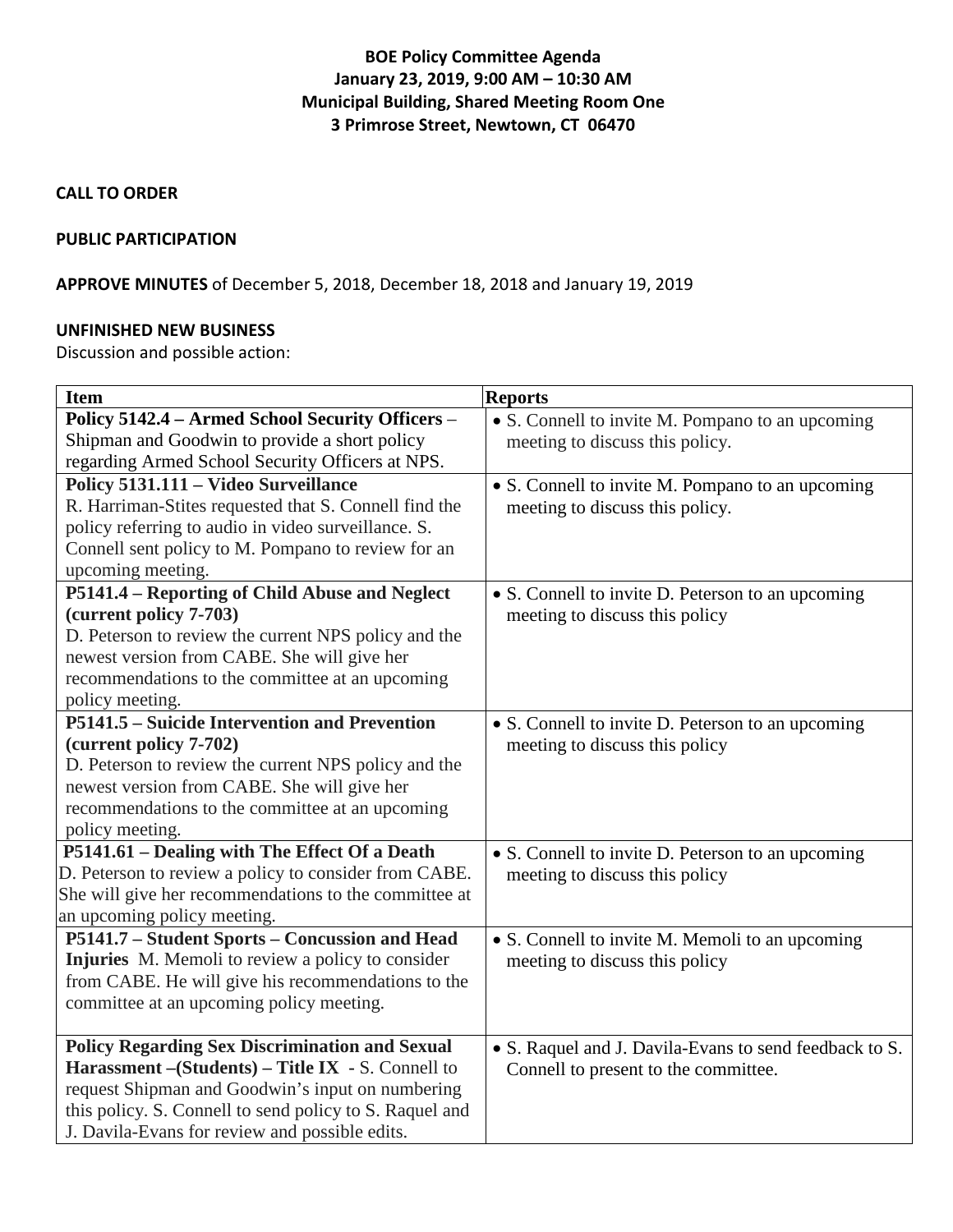**BOE Policy Committee Agenda**
**January 23, 2019, 9:00 AM – 10:30 AM**
**Municipal Building, Shared Meeting Room One**
**3 Primrose Street, Newtown, CT 06470**

**CALL TO ORDER**

**PUBLIC PARTICIPATION**

**APPROVE MINUTES** of December 5, 2018, December 18, 2018 and January 19, 2019

**UNFINISHED NEW BUSINESS**

Discussion and possible action:

| Item | Reports |
|---|---|
| **Policy 5142.4 – Armed School Security Officers** – Shipman and Goodwin to provide a short policy regarding Armed School Security Officers at NPS. | • S. Connell to invite M. Pompano to an upcoming meeting to discuss this policy. |
| **Policy 5131.111 – Video Surveillance** R. Harriman-Stites requested that S. Connell find the policy referring to audio in video surveillance. S. Connell sent policy to M. Pompano to review for an upcoming meeting. | • S. Connell to invite M. Pompano to an upcoming meeting to discuss this policy. |
| **P5141.4 – Reporting of Child Abuse and Neglect (current policy 7-703)** D. Peterson to review the current NPS policy and the newest version from CABE. She will give her recommendations to the committee at an upcoming policy meeting. | • S. Connell to invite D. Peterson to an upcoming meeting to discuss this policy |
| **P5141.5 – Suicide Intervention and Prevention (current policy 7-702)** D. Peterson to review the current NPS policy and the newest version from CABE. She will give her recommendations to the committee at an upcoming policy meeting. | • S. Connell to invite D. Peterson to an upcoming meeting to discuss this policy |
| **P5141.61 – Dealing with The Effect Of a Death** D. Peterson to review a policy to consider from CABE. She will give her recommendations to the committee at an upcoming policy meeting. | • S. Connell to invite D. Peterson to an upcoming meeting to discuss this policy |
| **P5141.7 – Student Sports – Concussion and Head Injuries** M. Memoli to review a policy to consider from CABE. He will give his recommendations to the committee at an upcoming policy meeting. | • S. Connell to invite M. Memoli to an upcoming meeting to discuss this policy |
| **Policy Regarding Sex Discrimination and Sexual Harassment –(Students) – Title IX** - S. Connell to request Shipman and Goodwin's input on numbering this policy. S. Connell to send policy to S. Raquel and J. Davila-Evans for review and possible edits. | • S. Raquel and J. Davila-Evans to send feedback to S. Connell to present to the committee. |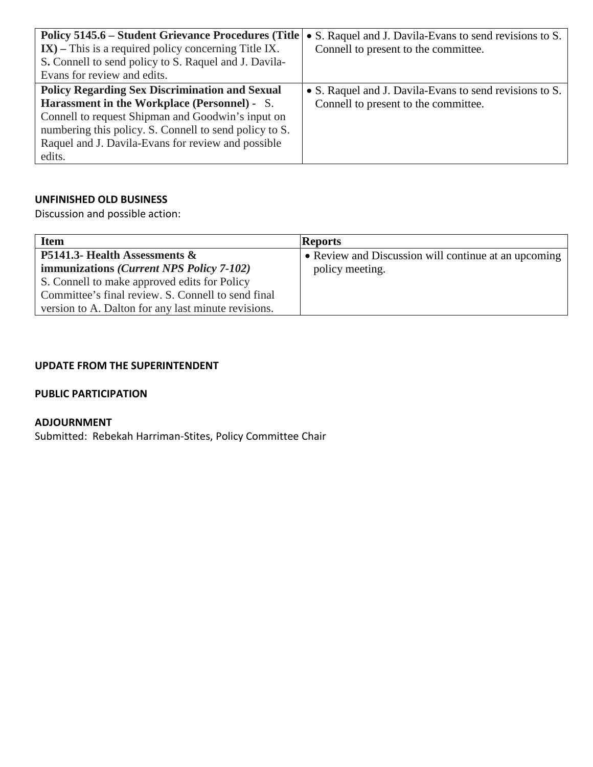| | |
|---|---|
| **Policy 5145.6 – Student Grievance Procedures (Title IX) –** This is a required policy concerning Title IX. S**.** Connell to send policy to S. Raquel and J. Davila-Evans for review and edits. | • S. Raquel and J. Davila-Evans to send revisions to S. Connell to present to the committee. |
| **Policy Regarding Sex Discrimination and Sexual Harassment in the Workplace (Personnel) -** S. Connell to request Shipman and Goodwin's input on numbering this policy. S. Connell to send policy to S. Raquel and J. Davila-Evans for review and possible edits. | • S. Raquel and J. Davila-Evans to send revisions to S. Connell to present to the committee. |

**UNFINISHED OLD BUSINESS**

Discussion and possible action:

| Item | Reports |
|---|---|
| **P5141.3- Health Assessments & immunizations *(Current NPS Policy 7-102)*** S. Connell to make approved edits for Policy Committee's final review. S. Connell to send final version to A. Dalton for any last minute revisions. | • Review and Discussion will continue at an upcoming policy meeting. |

**UPDATE FROM THE SUPERINTENDENT**

**PUBLIC PARTICIPATION**

**ADJOURNMENT**

Submitted: Rebekah Harriman-Stites, Policy Committee Chair